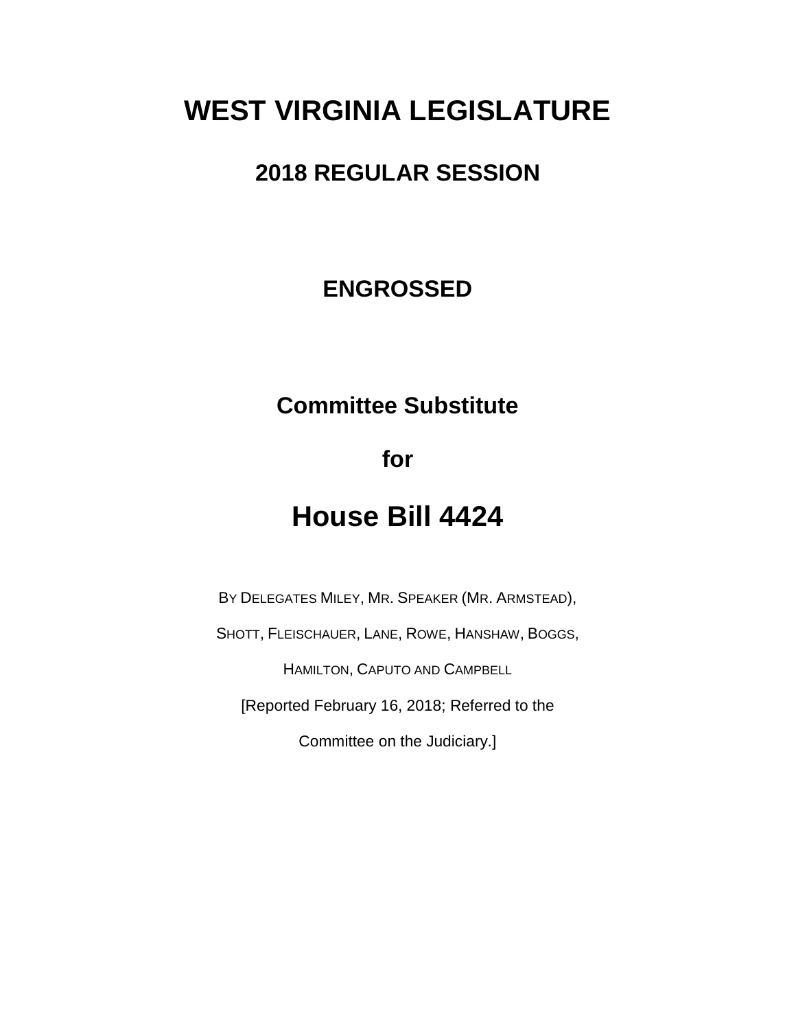# WEST VIRGINIA LEGISLATURE

## 2018 REGULAR SESSION

## ENGROSSED

## Committee Substitute

## for

# House Bill 4424

By Delegates Miley, Mr. Speaker (Mr. Armstead), Shott, Fleischauer, Lane, Rowe, Hanshaw, Boggs, Hamilton, Caputo and Campbell

[Reported February 16, 2018; Referred to the Committee on the Judiciary.]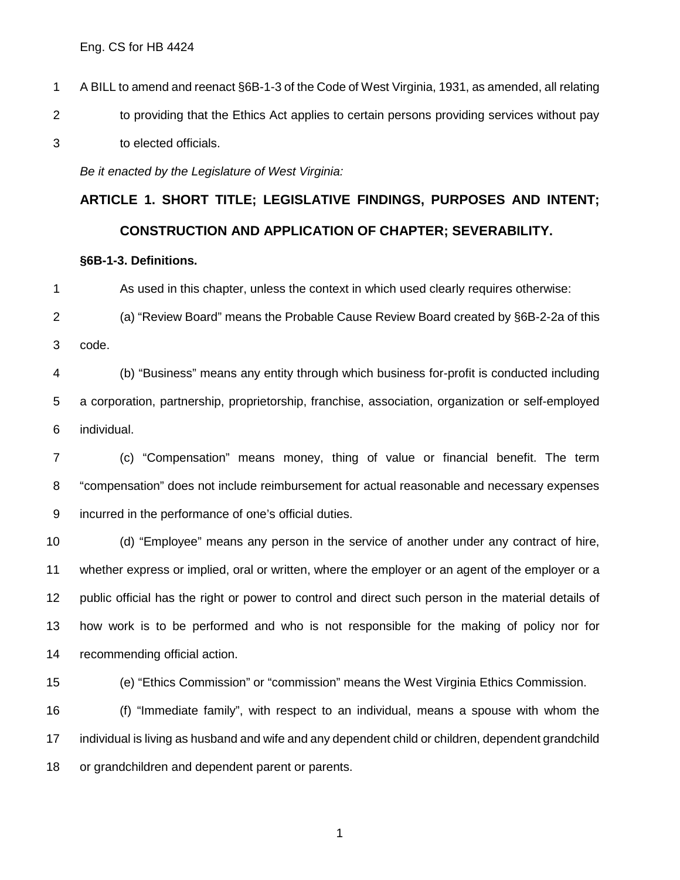A BILL to amend and reenact §6B-1-3 of the Code of West Virginia, 1931, as amended, all relating to providing that the Ethics Act applies to certain persons providing services without pay to elected officials.

*Be it enacted by the Legislature of West Virginia:*

## ARTICLE 1. SHORT TITLE; LEGISLATIVE FINDINGS, PURPOSES AND INTENT; CONSTRUCTION AND APPLICATION OF CHAPTER; SEVERABILITY.

### §6B-1-3. Definitions.

As used in this chapter, unless the context in which used clearly requires otherwise:

(a) "Review Board" means the Probable Cause Review Board created by §6B-2-2a of this code.

(b) "Business" means any entity through which business for-profit is conducted including a corporation, partnership, proprietorship, franchise, association, organization or self-employed individual.

(c) "Compensation" means money, thing of value or financial benefit. The term "compensation" does not include reimbursement for actual reasonable and necessary expenses incurred in the performance of one's official duties.

(d) "Employee" means any person in the service of another under any contract of hire, whether express or implied, oral or written, where the employer or an agent of the employer or a public official has the right or power to control and direct such person in the material details of how work is to be performed and who is not responsible for the making of policy nor for recommending official action.

(e) "Ethics Commission" or "commission" means the West Virginia Ethics Commission.

(f) "Immediate family", with respect to an individual, means a spouse with whom the individual is living as husband and wife and any dependent child or children, dependent grandchild or grandchildren and dependent parent or parents.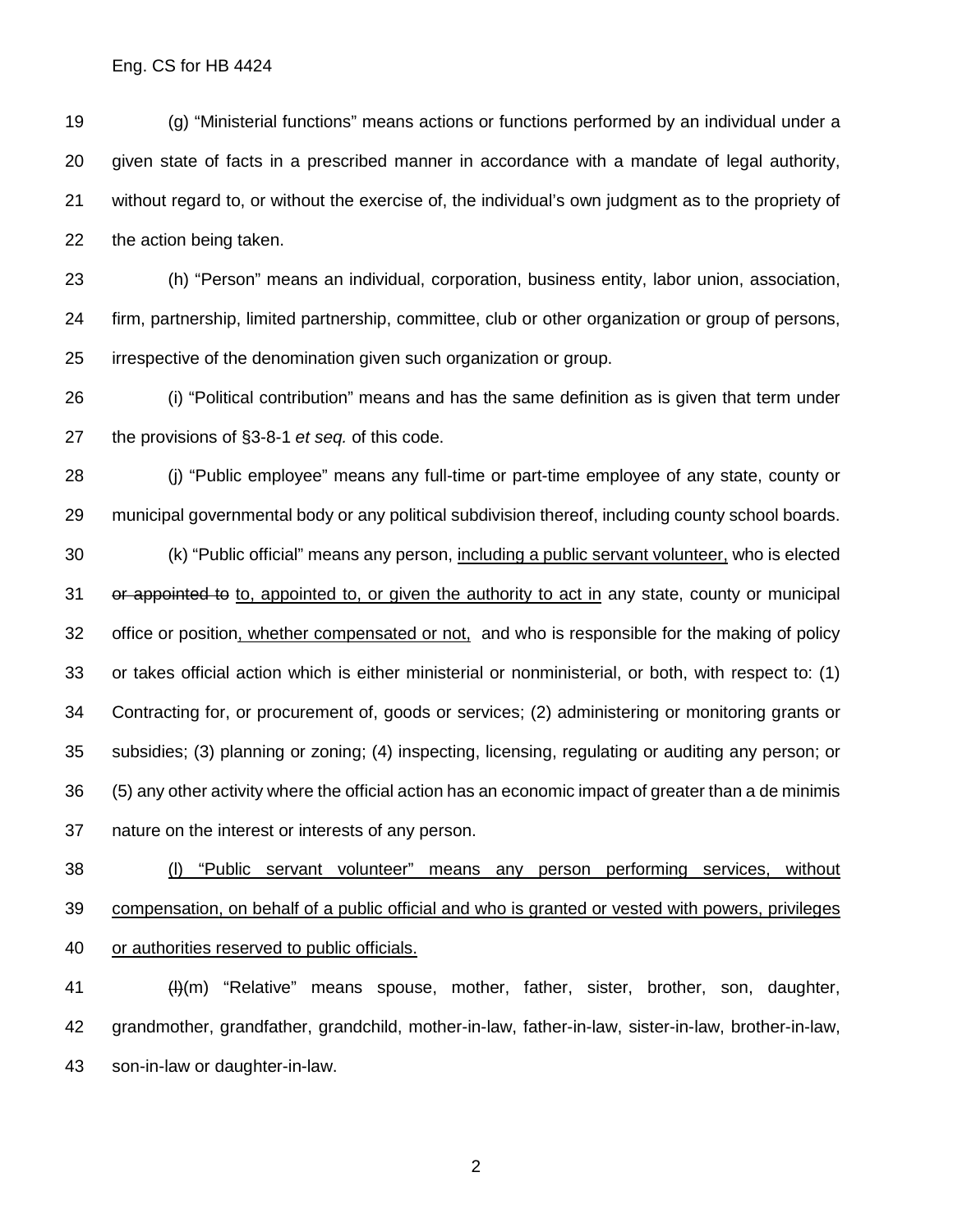(g) “Ministerial functions” means actions or functions performed by an individual under a given state of facts in a prescribed manner in accordance with a mandate of legal authority, without regard to, or without the exercise of, the individual’s own judgment as to the propriety of the action being taken.

(h) “Person” means an individual, corporation, business entity, labor union, association, firm, partnership, limited partnership, committee, club or other organization or group of persons, irrespective of the denomination given such organization or group.

(i) “Political contribution” means and has the same definition as is given that term under the provisions of §3-8-1 *et seq.* of this code.

(j) “Public employee” means any full-time or part-time employee of any state, county or municipal governmental body or any political subdivision thereof, including county school boards.

(k) “Public official” means any person, <u>including a public servant volunteer,</u> who is elected ~~or appointed to~~ <u>to, appointed to, or given the authority to act in</u> any state, county or municipal office or position<u>, whether compensated or not,</u> and who is responsible for the making of policy or takes official action which is either ministerial or nonministerial, or both, with respect to: (1) Contracting for, or procurement of, goods or services; (2) administering or monitoring grants or subsidies; (3) planning or zoning; (4) inspecting, licensing, regulating or auditing any person; or (5) any other activity where the official action has an economic impact of greater than a de minimis nature on the interest or interests of any person.

<u>(l) “Public servant volunteer” means any person performing services, without compensation, on behalf of a public official and who is granted or vested with powers, privileges or authorities reserved to public officials.</u>

~~(l)~~(m) “Relative” means spouse, mother, father, sister, brother, son, daughter, grandmother, grandfather, grandchild, mother-in-law, father-in-law, sister-in-law, brother-in-law, son-in-law or daughter-in-law.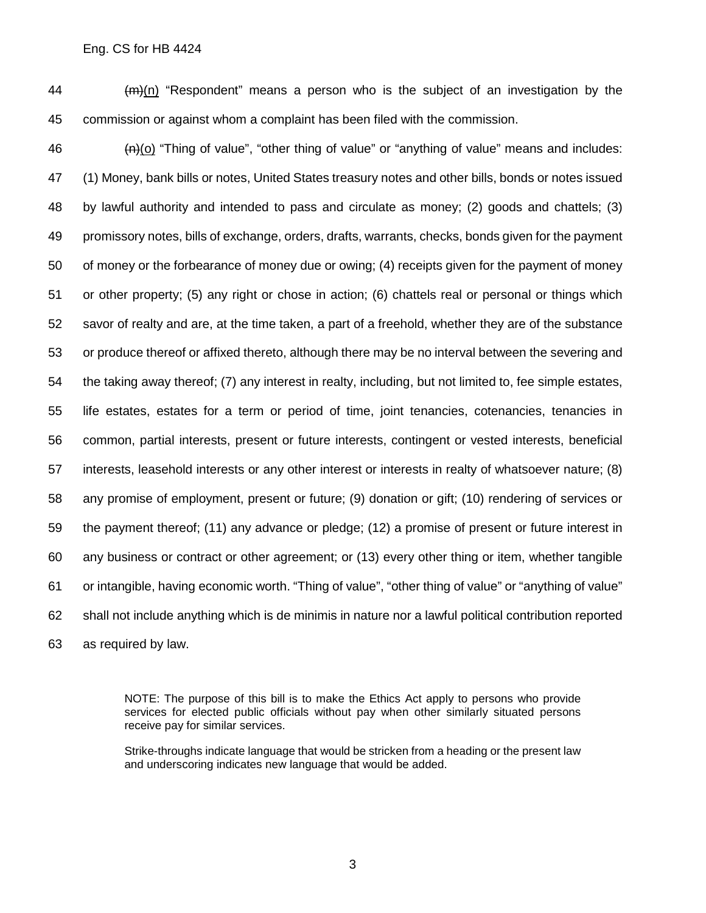~~(m)~~(n) "Respondent" means a person who is the subject of an investigation by the commission or against whom a complaint has been filed with the commission.

~~(n)~~(o) "Thing of value", "other thing of value" or "anything of value" means and includes: (1) Money, bank bills or notes, United States treasury notes and other bills, bonds or notes issued by lawful authority and intended to pass and circulate as money; (2) goods and chattels; (3) promissory notes, bills of exchange, orders, drafts, warrants, checks, bonds given for the payment of money or the forbearance of money due or owing; (4) receipts given for the payment of money or other property; (5) any right or chose in action; (6) chattels real or personal or things which savor of realty and are, at the time taken, a part of a freehold, whether they are of the substance or produce thereof or affixed thereto, although there may be no interval between the severing and the taking away thereof; (7) any interest in realty, including, but not limited to, fee simple estates, life estates, estates for a term or period of time, joint tenancies, cotenancies, tenancies in common, partial interests, present or future interests, contingent or vested interests, beneficial interests, leasehold interests or any other interest or interests in realty of whatsoever nature; (8) any promise of employment, present or future; (9) donation or gift; (10) rendering of services or the payment thereof; (11) any advance or pledge; (12) a promise of present or future interest in any business or contract or other agreement; or (13) every other thing or item, whether tangible or intangible, having economic worth. "Thing of value", "other thing of value" or "anything of value" shall not include anything which is de minimis in nature nor a lawful political contribution reported as required by law.

NOTE: The purpose of this bill is to make the Ethics Act apply to persons who provide services for elected public officials without pay when other similarly situated persons receive pay for similar services.

Strike-throughs indicate language that would be stricken from a heading or the present law and underscoring indicates new language that would be added.